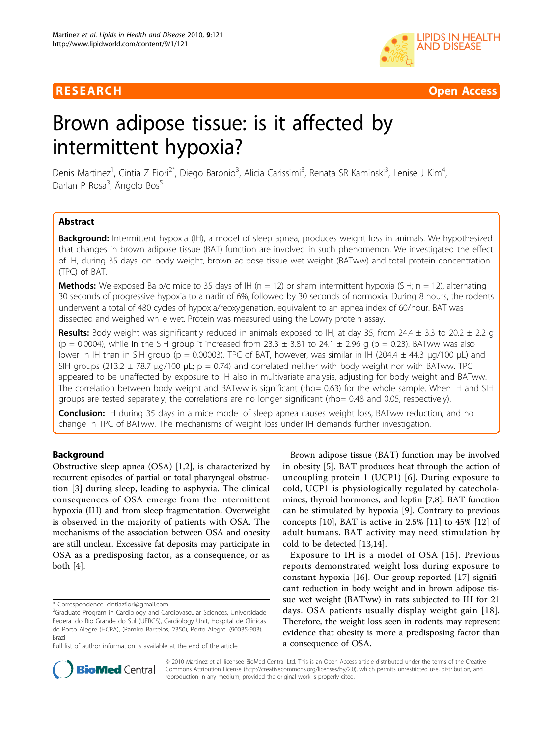RESEARCH **Open Access**

# Brown adipose tissue: is it affected by intermittent hypoxia?

Denis Martinez[1], Cintia Z Fiori[2*], Diego Baronio[3], Alicia Carissimi[3], Renata SR Kaminski[3], Lenise J Kim[4], Darlan P Rosa[3], Ângelo Bos[5]

## Abstract

**Background:** Intermittent hypoxia (IH), a model of sleep apnea, produces weight loss in animals. We hypothesized that changes in brown adipose tissue (BAT) function are involved in such phenomenon. We investigated the effect of IH, during 35 days, on body weight, brown adipose tissue wet weight (BATww) and total protein concentration (TPC) of BAT.

**Methods:** We exposed Balb/c mice to 35 days of IH (n = 12) or sham intermittent hypoxia (SIH; n = 12), alternating 30 seconds of progressive hypoxia to a nadir of 6%, followed by 30 seconds of normoxia. During 8 hours, the rodents underwent a total of 480 cycles of hypoxia/reoxygenation, equivalent to an apnea index of 60/hour. BAT was dissected and weighed while wet. Protein was measured using the Lowry protein assay.

**Results:** Body weight was significantly reduced in animals exposed to IH, at day 35, from 24.4 ± 3.3 to 20.2 ± 2.2 g (p = 0.0004), while in the SIH group it increased from 23.3 ± 3.81 to 24.1 ± 2.96 g (p = 0.23). BATww was also lower in IH than in SIH group (p = 0.00003). TPC of BAT, however, was similar in IH (204.4 ± 44.3 μg/100 μL) and SIH groups (213.2 ± 78.7 μg/100 μL; p = 0.74) and correlated neither with body weight nor with BATww. TPC appeared to be unaffected by exposure to IH also in multivariate analysis, adjusting for body weight and BATww. The correlation between body weight and BATww is significant (rho= 0.63) for the whole sample. When IH and SIH groups are tested separately, the correlations are no longer significant (rho= 0.48 and 0.05, respectively).

**Conclusion:** IH during 35 days in a mice model of sleep apnea causes weight loss, BATww reduction, and no change in TPC of BATww. The mechanisms of weight loss under IH demands further investigation.

## Background

Obstructive sleep apnea (OSA) [1,2], is characterized by recurrent episodes of partial or total pharyngeal obstruction [3] during sleep, leading to asphyxia. The clinical consequences of OSA emerge from the intermittent hypoxia (IH) and from sleep fragmentation. Overweight is observed in the majority of patients with OSA. The mechanisms of the association between OSA and obesity are still unclear. Excessive fat deposits may participate in OSA as a predisposing factor, as a consequence, or as both [4].

Brown adipose tissue (BAT) function may be involved in obesity [5]. BAT produces heat through the action of uncoupling protein 1 (UCP1) [6]. During exposure to cold, UCP1 is physiologically regulated by catecholamines, thyroid hormones, and leptin [7,8]. BAT function can be stimulated by hypoxia [9]. Contrary to previous concepts [10], BAT is active in 2.5% [11] to 45% [12] of adult humans. BAT activity may need stimulation by cold to be detected [13,14].

Exposure to IH is a model of OSA [15]. Previous reports demonstrated weight loss during exposure to constant hypoxia [16]. Our group reported [17] significant reduction in body weight and in brown adipose tissue wet weight (BATww) in rats subjected to IH for 21 days. OSA patients usually display weight gain [18]. Therefore, the weight loss seen in rodents may represent evidence that obesity is more a predisposing factor than a consequence of OSA.

\* Correspondence: cintiazfiori@gmail.com
[2]Graduate Program in Cardiology and Cardiovascular Sciences, Universidade Federal do Rio Grande do Sul (UFRGS), Cardiology Unit, Hospital de Clínicas de Porto Alegre (HCPA), (Ramiro Barcelos, 2350), Porto Alegre, (90035-903), Brazil
Full list of author information is available at the end of the article

© 2010 Martinez et al; licensee BioMed Central Ltd. This is an Open Access article distributed under the terms of the Creative Commons Attribution License (http://creativecommons.org/licenses/by/2.0), which permits unrestricted use, distribution, and reproduction in any medium, provided the original work is properly cited.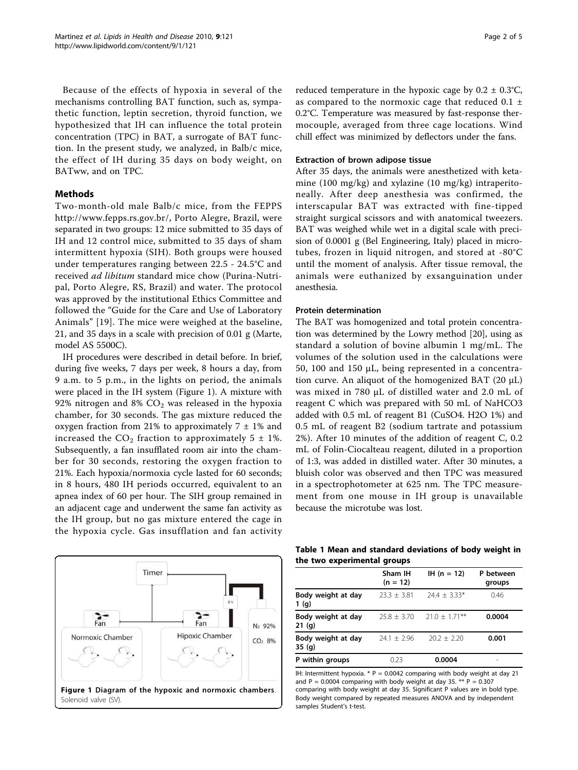Because of the effects of hypoxia in several of the mechanisms controlling BAT function, such as, sympathetic function, leptin secretion, thyroid function, we hypothesized that IH can influence the total protein concentration (TPC) in BAT, a surrogate of BAT function. In the present study, we analyzed, in Balb/c mice, the effect of IH during 35 days on body weight, on BATww, and on TPC.

## Methods

Two-month-old male Balb/c mice, from the FEPPS http://www.fepps.rs.gov.br/, Porto Alegre, Brazil, were separated in two groups: 12 mice submitted to 35 days of IH and 12 control mice, submitted to 35 days of sham intermittent hypoxia (SIH). Both groups were housed under temperatures ranging between 22.5 - 24.5°C and received *ad libitum* standard mice chow (Purina-Nutripal, Porto Alegre, RS, Brazil) and water. The protocol was approved by the institutional Ethics Committee and followed the "Guide for the Care and Use of Laboratory Animals" [19]. The mice were weighed at the baseline, 21, and 35 days in a scale with precision of 0.01 g (Marte, model AS 5500C).

IH procedures were described in detail before. In brief, during five weeks, 7 days per week, 8 hours a day, from 9 a.m. to 5 p.m., in the lights on period, the animals were placed in the IH system (Figure 1). A mixture with 92% nitrogen and 8% $CO_2$ was released in the hypoxia chamber, for 30 seconds. The gas mixture reduced the oxygen fraction from 21% to approximately 7 ± 1% and increased the $CO_2$ fraction to approximately 5 ± 1%. Subsequently, a fan insufflated room air into the chamber for 30 seconds, restoring the oxygen fraction to 21%. Each hypoxia/normoxia cycle lasted for 60 seconds; in 8 hours, 480 IH periods occurred, equivalent to an apnea index of 60 per hour. The SIH group remained in an adjacent cage and underwent the same fan activity as the IH group, but no gas mixture entered the cage in the hypoxia cycle. Gas insufflation and fan activity reduced temperature in the hypoxic cage by 0.2 ± 0.3°C, as compared to the normoxic cage that reduced 0.1 ± 0.2°C. Temperature was measured by fast-response thermocouple, averaged from three cage locations. Wind chill effect was minimized by deflectors under the fans.

**Figure 1 Diagram of the hypoxic and normoxic chambers**. Solenoid valve (SV).

### Extraction of brown adipose tissue

After 35 days, the animals were anesthetized with ketamine (100 mg/kg) and xylazine (10 mg/kg) intraperitoneally. After deep anesthesia was confirmed, the interscapular BAT was extracted with fine-tipped straight surgical scissors and with anatomical tweezers. BAT was weighed while wet in a digital scale with precision of 0.0001 g (Bel Engineering, Italy) placed in microtubes, frozen in liquid nitrogen, and stored at -80°C until the moment of analysis. After tissue removal, the animals were euthanized by exsanguination under anesthesia.

### Protein determination

The BAT was homogenized and total protein concentration was determined by the Lowry method [20], using as standard a solution of bovine albumin 1 mg/mL. The volumes of the solution used in the calculations were 50, 100 and 150 μL, being represented in a concentration curve. An aliquot of the homogenized BAT (20 μL) was mixed in 780 μL of distilled water and 2.0 mL of reagent C which was prepared with 50 mL of $NaHCO_3$ added with 0.5 mL of reagent B1 ($CuSO_4 \cdot H_2O$ 1%) and 0.5 mL of reagent B2 (sodium tartrate and potassium 2%). After 10 minutes of the addition of reagent C, 0.2 mL of Folin-Ciocalteau reagent, diluted in a proportion of 1:3, was added in distilled water. After 30 minutes, a bluish color was observed and then TPC was measured in a spectrophotometer at 625 nm. The TPC measurement from one mouse in IH group is unavailable because the microtube was lost.

**Table 1 Mean and standard deviations of body weight in the two experimental groups**

| | Sham IH (n = 12) | IH (n = 12) | P between groups |
|---|---|---|---|
| Body weight at day 1 (g) | 23.3 ± 3.81 | 24.4 ± 3.33* | 0.46 |
| Body weight at day 21 (g) | 25.8 ± 3.70 | 21.0 ± 1.71** | **0.0004** |
| Body weight at day 35 (g) | 24.1 ± 2.96 | 20.2 ± 2.20 | **0.001** |
| P within groups | 0.23 | **0.0004** | - |

IH: Intermittent hypoxia. * P = 0.0042 comparing with body weight at day 21 and P = 0.0004 comparing with body weight at day 35. ** P = 0.307 comparing with body weight at day 35. Significant P values are in bold type. Body weight compared by repeated measures ANOVA and by independent samples Student's t-test.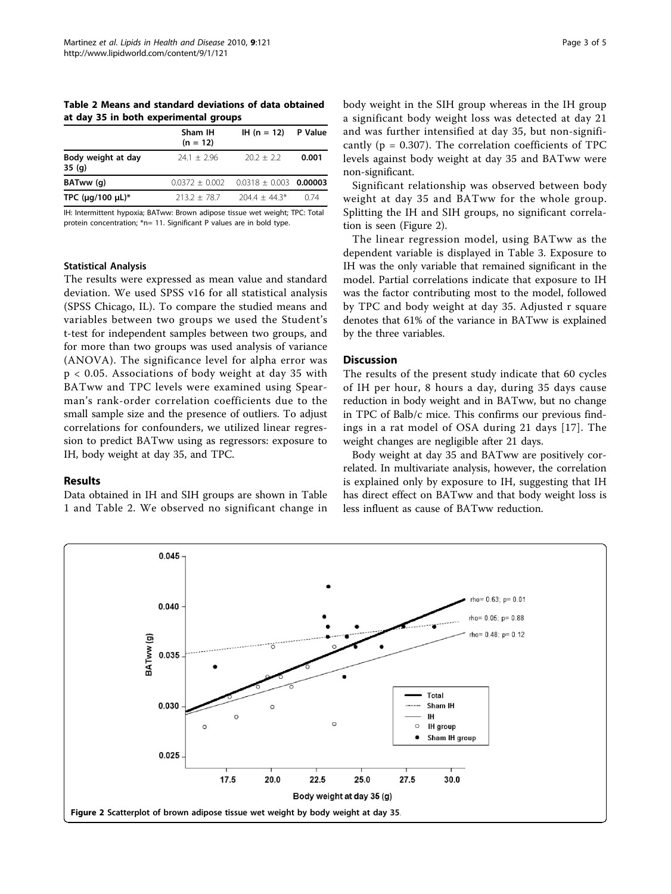**Table 2 Means and standard deviations of data obtained at day 35 in both experimental groups**

| | Sham IH (n = 12) | IH (n = 12) | P Value |
|---|---|---|---|
| **Body weight at day 35 (g)** | 24.1 ± 2.96 | 20.2 ± 2.2 | **0.001** |
| **BATww (g)** | 0.0372 ± 0.002 | 0.0318 ± 0.003 | **0.00003** |
| **TPC (μg/100 μL)*** | 213.2 ± 78.7 | 204.4 ± 44.3* | 0.74 |

IH: Intermittent hypoxia; BATww: Brown adipose tissue wet weight; TPC: Total protein concentration; *n= 11. Significant P values are in bold type.

### Statistical Analysis

The results were expressed as mean value and standard deviation. We used SPSS v16 for all statistical analysis (SPSS Chicago, IL). To compare the studied means and variables between two groups we used the Student's t-test for independent samples between two groups, and for more than two groups was used analysis of variance (ANOVA). The significance level for alpha error was $p < 0.05$. Associations of body weight at day 35 with BATww and TPC levels were examined using Spearman's rank-order correlation coefficients due to the small sample size and the presence of outliers. To adjust correlations for confounders, we utilized linear regression to predict BATww using as regressors: exposure to IH, body weight at day 35, and TPC.

## Results

Data obtained in IH and SIH groups are shown in Table 1 and Table 2. We observed no significant change in body weight in the SIH group whereas in the IH group a significant body weight loss was detected at day 21 and was further intensified at day 35, but non-significantly ($p = 0.307$). The correlation coefficients of TPC levels against body weight at day 35 and BATww were non-significant.

Significant relationship was observed between body weight at day 35 and BATww for the whole group. Splitting the IH and SIH groups, no significant correlation is seen (Figure 2).

The linear regression model, using BATww as the dependent variable is displayed in Table 3. Exposure to IH was the only variable that remained significant in the model. Partial correlations indicate that exposure to IH was the factor contributing most to the model, followed by TPC and body weight at day 35. Adjusted r square denotes that 61% of the variance in BATww is explained by the three variables.

## Discussion

The results of the present study indicate that 60 cycles of IH per hour, 8 hours a day, during 35 days cause reduction in body weight and in BATww, but no change in TPC of Balb/c mice. This confirms our previous findings in a rat model of OSA during 21 days [17]. The weight changes are negligible after 21 days.

Body weight at day 35 and BATww are positively correlated. In multivariate analysis, however, the correlation is explained only by exposure to IH, suggesting that IH has direct effect on BATww and that body weight loss is less influent as cause of BATww reduction.

**Figure 2** Scatterplot of brown adipose tissue wet weight by body weight at day 35.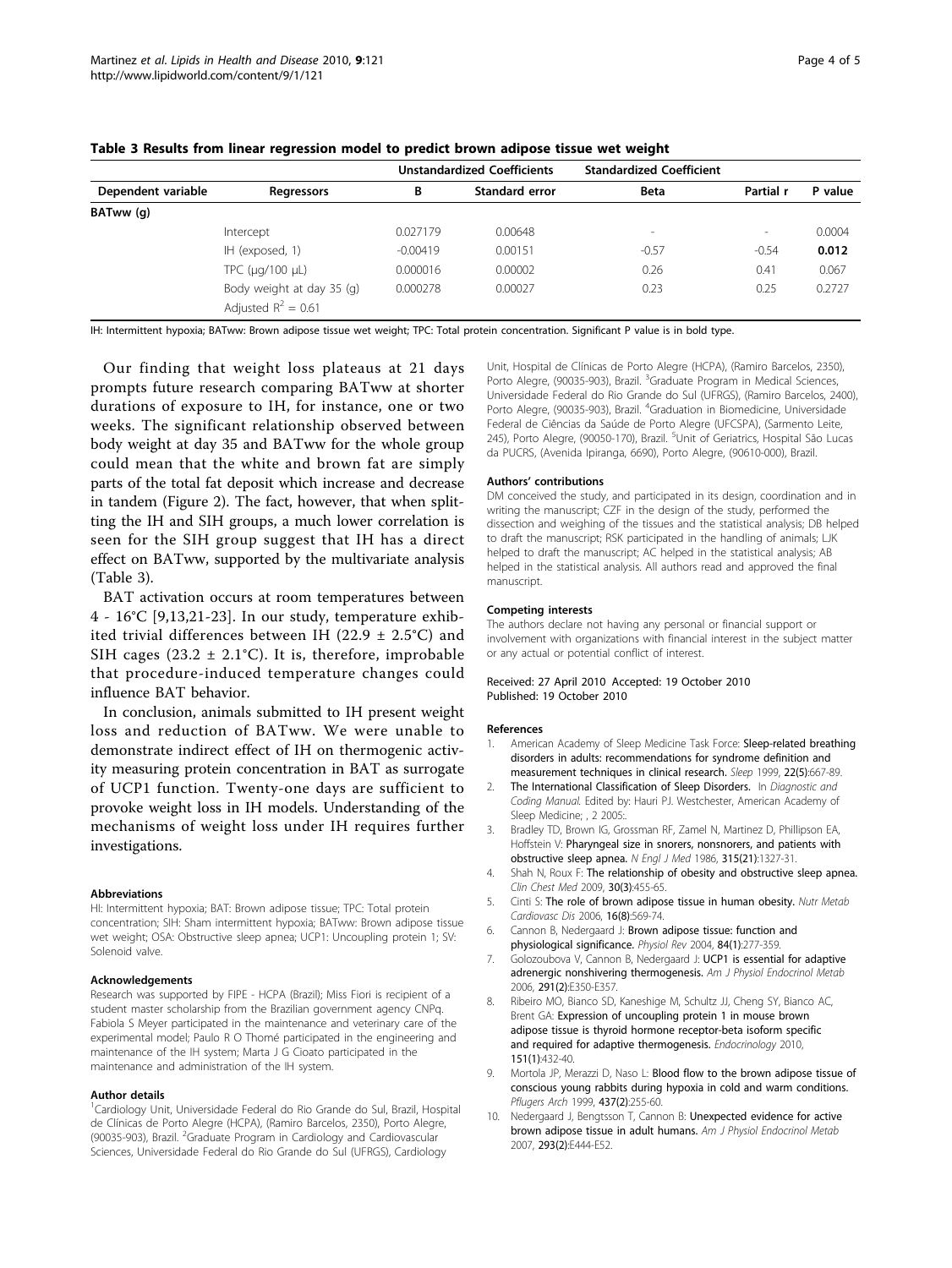**Table 3 Results from linear regression model to predict brown adipose tissue wet weight**

| Dependent variable | Regressors | Unstandardized Coefficients | | Standardized Coefficient | | |
|---|---|---|---|---|---|---|
| | | B | Standard error | Beta | Partial r | P value |
| BATww (g) | | | | | | |
| | Intercept | 0.027179 | 0.00648 | - | - | 0.0004 |
| | IH (exposed, 1) | -0.00419 | 0.00151 | -0.57 | -0.54 | **0.012** |
| | TPC (μg/100 μL) | 0.000016 | 0.00002 | 0.26 | 0.41 | 0.067 |
| | Body weight at day 35 (g) | 0.000278 | 0.00027 | 0.23 | 0.25 | 0.2727 |
| | Adjusted $R^2 = 0.61$ | | | | | |

IH: Intermittent hypoxia; BATww: Brown adipose tissue wet weight; TPC: Total protein concentration. Significant P value is in bold type.

Our finding that weight loss plateaus at 21 days prompts future research comparing BATww at shorter durations of exposure to IH, for instance, one or two weeks. The significant relationship observed between body weight at day 35 and BATww for the whole group could mean that the white and brown fat are simply parts of the total fat deposit which increase and decrease in tandem (Figure 2). The fact, however, that when splitting the IH and SIH groups, a much lower correlation is seen for the SIH group suggest that IH has a direct effect on BATww, supported by the multivariate analysis (Table 3).

BAT activation occurs at room temperatures between 4 - 16°C [9,13,21-23]. In our study, temperature exhibited trivial differences between IH (22.9 ± 2.5°C) and SIH cages (23.2 ± 2.1°C). It is, therefore, improbable that procedure-induced temperature changes could influence BAT behavior.

In conclusion, animals submitted to IH present weight loss and reduction of BATww. We were unable to demonstrate indirect effect of IH on thermogenic activity measuring protein concentration in BAT as surrogate of UCP1 function. Twenty-one days are sufficient to provoke weight loss in IH models. Understanding of the mechanisms of weight loss under IH requires further investigations.

#### Abbreviations

HI: Intermittent hypoxia; BAT: Brown adipose tissue; TPC: Total protein concentration; SIH: Sham intermittent hypoxia; BATww: Brown adipose tissue wet weight; OSA: Obstructive sleep apnea; UCP1: Uncoupling protein 1; SV: Solenoid valve.

#### Acknowledgements

Research was supported by FIPE - HCPA (Brazil); Miss Fiori is recipient of a student master scholarship from the Brazilian government agency CNPq. Fabiola S Meyer participated in the maintenance and veterinary care of the experimental model; Paulo R O Thomé participated in the engineering and maintenance of the IH system; Marta J G Cioato participated in the maintenance and administration of the IH system.

#### Author details

[1]Cardiology Unit, Universidade Federal do Rio Grande do Sul, Brazil, Hospital de Clínicas de Porto Alegre (HCPA), (Ramiro Barcelos, 2350), Porto Alegre, (90035-903), Brazil. [2]Graduate Program in Cardiology and Cardiovascular Sciences, Universidade Federal do Rio Grande do Sul (UFRGS), Cardiology Unit, Hospital de Clínicas de Porto Alegre (HCPA), (Ramiro Barcelos, 2350), Porto Alegre, (90035-903), Brazil. [3]Graduate Program in Medical Sciences, Universidade Federal do Rio Grande do Sul (UFRGS), (Ramiro Barcelos, 2400), Porto Alegre, (90035-903), Brazil. [4]Graduation in Biomedicine, Universidade Federal de Ciências da Saúde de Porto Alegre (UFCSPA), (Sarmento Leite, 245), Porto Alegre, (90050-170), Brazil. [5]Unit of Geriatrics, Hospital São Lucas da PUCRS, (Avenida Ipiranga, 6690), Porto Alegre, (90610-000), Brazil.

#### Authors' contributions

DM conceived the study, and participated in its design, coordination and in writing the manuscript; CZF in the design of the study, performed the dissection and weighing of the tissues and the statistical analysis; DB helped to draft the manuscript; RSK participated in the handling of animals; LJK helped to draft the manuscript; AC helped in the statistical analysis; AB helped in the statistical analysis. All authors read and approved the final manuscript.

#### Competing interests

The authors declare not having any personal or financial support or involvement with organizations with financial interest in the subject matter or any actual or potential conflict of interest.

Received: 27 April 2010 Accepted: 19 October 2010
Published: 19 October 2010

#### References

1. American Academy of Sleep Medicine Task Force: **Sleep-related breathing disorders in adults: recommendations for syndrome definition and measurement techniques in clinical research.** *Sleep* 1999, **22(5)**:667-89.
2. **The International Classification of Sleep Disorders.** In *Diagnostic and Coding Manual.* Edited by: Hauri PJ. Westchester, American Academy of Sleep Medicine; , 2 2005:.
3. Bradley TD, Brown IG, Grossman RF, Zamel N, Martinez D, Phillipson EA, Hoffstein V: **Pharyngeal size in snorers, nonsnorers, and patients with obstructive sleep apnea.** *N Engl J Med* 1986, **315(21)**:1327-31.
4. Shah N, Roux F: **The relationship of obesity and obstructive sleep apnea.** *Clin Chest Med* 2009, **30(3)**:455-65.
5. Cinti S: **The role of brown adipose tissue in human obesity.** *Nutr Metab Cardiovasc Dis* 2006, **16(8)**:569-74.
6. Cannon B, Nedergaard J: **Brown adipose tissue: function and physiological significance.** *Physiol Rev* 2004, **84(1)**:277-359.
7. Golozoubova V, Cannon B, Nedergaard J: **UCP1 is essential for adaptive adrenergic nonshivering thermogenesis.** *Am J Physiol Endocrinol Metab* 2006, **291(2)**:E350-E357.
8. Ribeiro MO, Bianco SD, Kaneshige M, Schultz JJ, Cheng SY, Bianco AC, Brent GA: **Expression of uncoupling protein 1 in mouse brown adipose tissue is thyroid hormone receptor-beta isoform specific and required for adaptive thermogenesis.** *Endocrinology* 2010, **151(1)**:432-40.
9. Mortola JP, Merazzi D, Naso L: **Blood flow to the brown adipose tissue of conscious young rabbits during hypoxia in cold and warm conditions.** *Pflugers Arch* 1999, **437(2)**:255-60.
10. Nedergaard J, Bengtsson T, Cannon B: **Unexpected evidence for active brown adipose tissue in adult humans.** *Am J Physiol Endocrinol Metab* 2007, **293(2)**:E444-E52.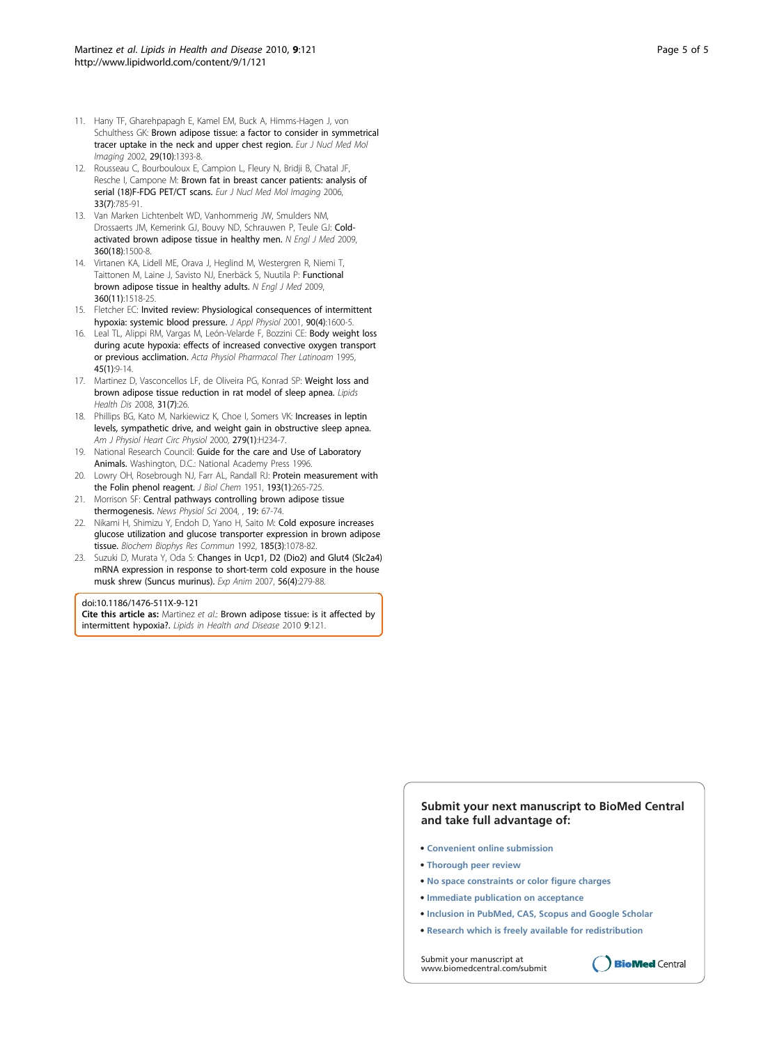11. Hany TF, Gharehpapagh E, Kamel EM, Buck A, Himms-Hagen J, von Schulthess GK: **Brown adipose tissue: a factor to consider in symmetrical tracer uptake in the neck and upper chest region.** *Eur J Nucl Med Mol Imaging* 2002, **29(10)**:1393-8.
12. Rousseau C, Bourbouloux E, Campion L, Fleury N, Bridji B, Chatal JF, Resche I, Campone M: **Brown fat in breast cancer patients: analysis of serial (18)F-FDG PET/CT scans.** *Eur J Nucl Med Mol Imaging* 2006, **33(7)**:785-91.
13. Van Marken Lichtenbelt WD, Vanhommerig JW, Smulders NM, Drossaerts JM, Kemerink GJ, Bouvy ND, Schrauwen P, Teule GJ: **Cold-activated brown adipose tissue in healthy men.** *N Engl J Med* 2009, **360(18)**:1500-8.
14. Virtanen KA, Lidell ME, Orava J, Heglind M, Westergren R, Niemi T, Taittonen M, Laine J, Savisto NJ, Enerbäck S, Nuutila P: **Functional brown adipose tissue in healthy adults.** *N Engl J Med* 2009, **360(11)**:1518-25.
15. Fletcher EC: **Invited review: Physiological consequences of intermittent hypoxia: systemic blood pressure.** *J Appl Physiol* 2001, **90(4)**:1600-5.
16. Leal TL, Alippi RM, Vargas M, León-Velarde F, Bozzini CE: **Body weight loss during acute hypoxia: effects of increased convective oxygen transport or previous acclimation.** *Acta Physiol Pharmacol Ther Latinoam* 1995, **45(1)**:9-14.
17. Martinez D, Vasconcellos LF, de Oliveira PG, Konrad SP: **Weight loss and brown adipose tissue reduction in rat model of sleep apnea.** *Lipids Health Dis* 2008, **31(7)**:26.
18. Phillips BG, Kato M, Narkiewicz K, Choe I, Somers VK: **Increases in leptin levels, sympathetic drive, and weight gain in obstructive sleep apnea.** *Am J Physiol Heart Circ Physiol* 2000, **279(1)**:H234-7.
19. National Research Council: **Guide for the care and Use of Laboratory Animals.** Washington, D.C.: National Academy Press 1996.
20. Lowry OH, Rosebrough NJ, Farr AL, Randall RJ: **Protein measurement with the Folin phenol reagent.** *J Biol Chem* 1951, **193(1)**:265-725.
21. Morrison SF: **Central pathways controlling brown adipose tissue thermogenesis.** *News Physiol Sci* 2004, , **19**: 67-74.
22. Nikami H, Shimizu Y, Endoh D, Yano H, Saito M: **Cold exposure increases glucose utilization and glucose transporter expression in brown adipose tissue.** *Biochem Biophys Res Commun* 1992, **185(3)**:1078-82.
23. Suzuki D, Murata Y, Oda S: **Changes in Ucp1, D2 (Dio2) and Glut4 (Slc2a4) mRNA expression in response to short-term cold exposure in the house musk shrew (Suncus murinus).** *Exp Anim* 2007, **56(4)**:279-88.

doi:10.1186/1476-511X-9-121
**Cite this article as:** Martinez *et al.*: Brown adipose tissue: is it affected by intermittent hypoxia?. *Lipids in Health and Disease* 2010 **9**:121.

**Submit your next manuscript to BioMed Central and take full advantage of:**

- Convenient online submission
- Thorough peer review
- No space constraints or color figure charges
- Immediate publication on acceptance
- Inclusion in PubMed, CAS, Scopus and Google Scholar
- Research which is freely available for redistribution

Submit your manuscript at
www.biomedcentral.com/submit

BioMed Central